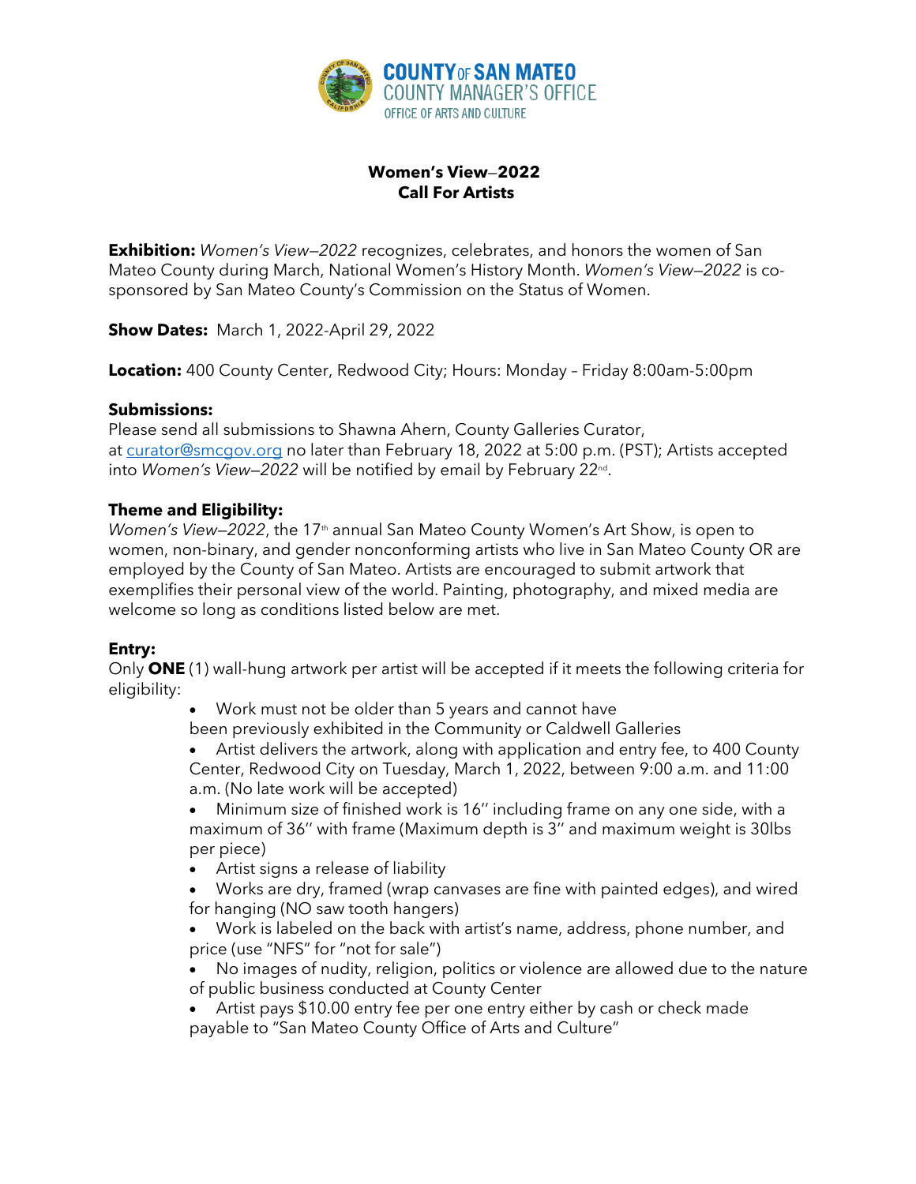COUNTY OF SAN MATEO
COUNTY MANAGER'S OFFICE
OFFICE OF ARTS AND CULTURE

# Women's View—2022
## Call For Artists

**Exhibition:** *Women's View—2022* recognizes, celebrates, and honors the women of San Mateo County during March, National Women's History Month. *Women's View—2022* is co-sponsored by San Mateo County's Commission on the Status of Women.

**Show Dates:** March 1, 2022-April 29, 2022

**Location:** 400 County Center, Redwood City; Hours: Monday – Friday 8:00am-5:00pm

### Submissions:

Please send all submissions to Shawna Ahern, County Galleries Curator, at curator@smcgov.org no later than February 18, 2022 at 5:00 p.m. (PST); Artists accepted into *Women's View—2022* will be notified by email by February 22nd.

### Theme and Eligibility:

*Women's View—2022*, the 17th annual San Mateo County Women's Art Show, is open to women, non-binary, and gender nonconforming artists who live in San Mateo County OR are employed by the County of San Mateo. Artists are encouraged to submit artwork that exemplifies their personal view of the world. Painting, photography, and mixed media are welcome so long as conditions listed below are met.

### Entry:

Only **ONE** (1) wall-hung artwork per artist will be accepted if it meets the following criteria for eligibility:

- Work must not be older than 5 years and cannot have been previously exhibited in the Community or Caldwell Galleries
- Artist delivers the artwork, along with application and entry fee, to 400 County Center, Redwood City on Tuesday, March 1, 2022, between 9:00 a.m. and 11:00 a.m. (No late work will be accepted)
- Minimum size of finished work is 16'' including frame on any one side, with a maximum of 36'' with frame (Maximum depth is 3'' and maximum weight is 30lbs per piece)
- Artist signs a release of liability
- Works are dry, framed (wrap canvases are fine with painted edges), and wired for hanging (NO saw tooth hangers)
- Work is labeled on the back with artist's name, address, phone number, and price (use "NFS" for "not for sale")
- No images of nudity, religion, politics or violence are allowed due to the nature of public business conducted at County Center
- Artist pays $10.00 entry fee per one entry either by cash or check made payable to "San Mateo County Office of Arts and Culture"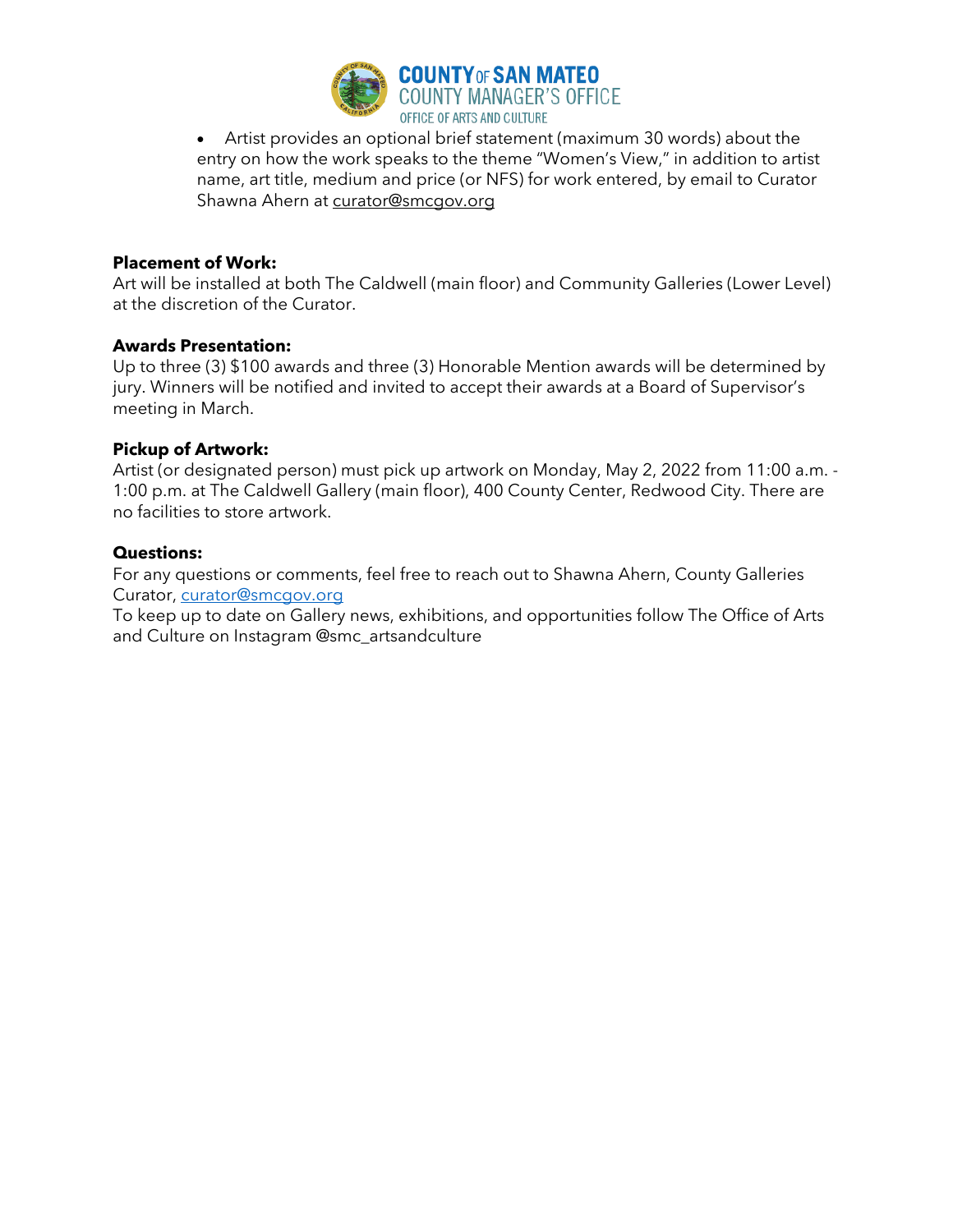- Artist provides an optional brief statement (maximum 30 words) about the entry on how the work speaks to the theme "Women's View," in addition to artist name, art title, medium and price (or NFS) for work entered, by email to Curator Shawna Ahern at curator@smcgov.org

**Placement of Work:**
Art will be installed at both The Caldwell (main floor) and Community Galleries (Lower Level) at the discretion of the Curator.

**Awards Presentation:**
Up to three (3) $100 awards and three (3) Honorable Mention awards will be determined by jury. Winners will be notified and invited to accept their awards at a Board of Supervisor's meeting in March.

**Pickup of Artwork:**
Artist (or designated person) must pick up artwork on Monday, May 2, 2022 from 11:00 a.m. - 1:00 p.m. at The Caldwell Gallery (main floor), 400 County Center, Redwood City. There are no facilities to store artwork.

**Questions:**
For any questions or comments, feel free to reach out to Shawna Ahern, County Galleries Curator, curator@smcgov.org
To keep up to date on Gallery news, exhibitions, and opportunities follow The Office of Arts and Culture on Instagram @smc_artsandculture